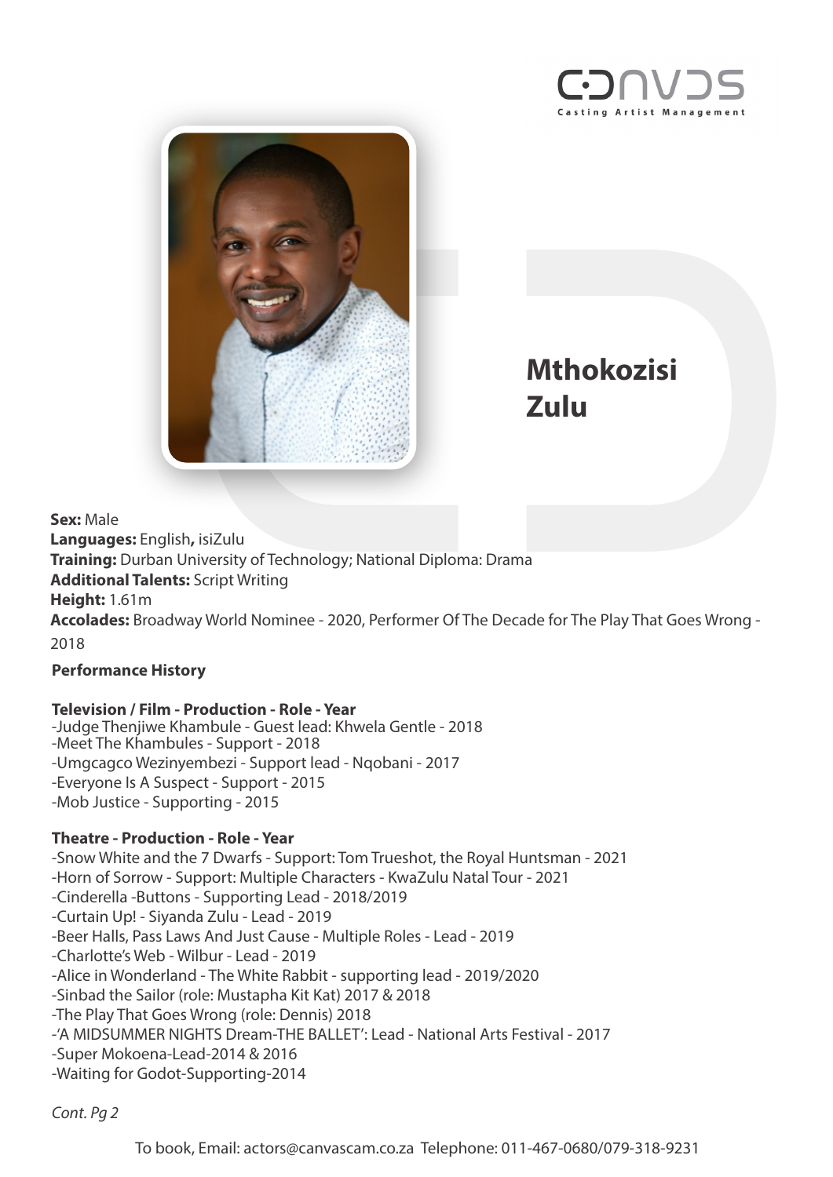CANVAS
Casting Artist Management

# Mthokozisi Zulu

**Sex:** Male
**Languages:** English**,** isiZulu
**Training:** Durban University of Technology; National Diploma: Drama
**Additional Talents:** Script Writing
**Height:** 1.61m
**Accolades:** Broadway World Nominee - 2020, Performer Of The Decade for The Play That Goes Wrong - 2018

## Performance History

### Television / Film - Production - Role - Year

-Judge Thenjiwe Khambule - Guest lead: Khwela Gentle - 2018
-Meet The Khambules - Support - 2018
-Umgcagco Wezinyembezi - Support lead - Nqobani - 2017
-Everyone Is A Suspect - Support - 2015
-Mob Justice - Supporting - 2015

### Theatre - Production - Role - Year

-Snow White and the 7 Dwarfs - Support: Tom Trueshot, the Royal Huntsman - 2021
-Horn of Sorrow - Support: Multiple Characters - KwaZulu Natal Tour - 2021
-Cinderella -Buttons - Supporting Lead - 2018/2019
-Curtain Up! - Siyanda Zulu - Lead - 2019
-Beer Halls, Pass Laws And Just Cause - Multiple Roles - Lead - 2019
-Charlotte's Web - Wilbur - Lead - 2019
-Alice in Wonderland - The White Rabbit - supporting lead - 2019/2020
-Sinbad the Sailor (role: Mustapha Kit Kat) 2017 & 2018
-The Play That Goes Wrong (role: Dennis) 2018
-'A MIDSUMMER NIGHTS Dream-THE BALLET': Lead - National Arts Festival - 2017
-Super Mokoena-Lead-2014 & 2016
-Waiting for Godot-Supporting-2014

*Cont. Pg 2*

To book, Email: actors@canvascam.co.za Telephone: 011-467-0680/079-318-9231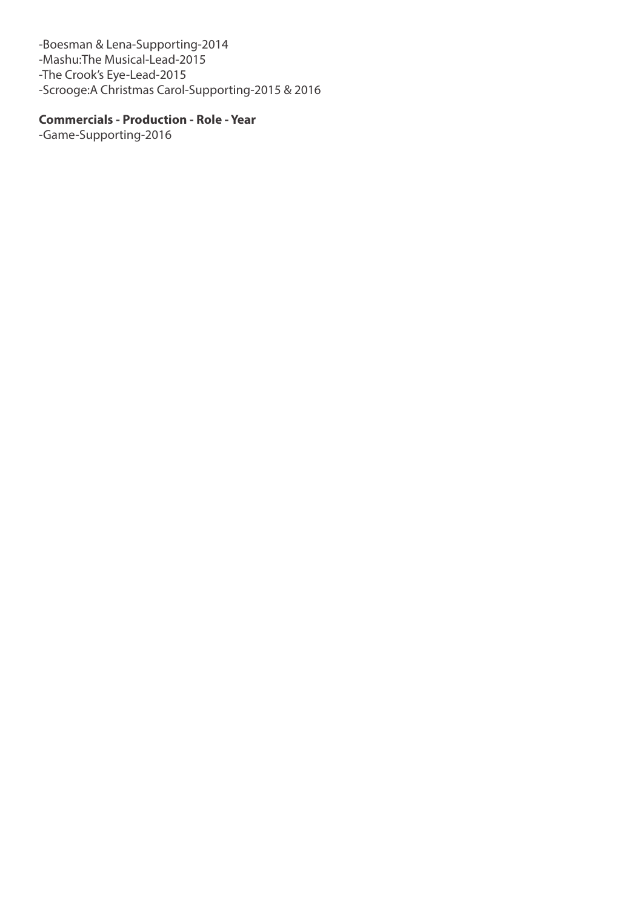-Boesman & Lena-Supporting-2014
-Mashu:The Musical-Lead-2015
-The Crook's Eye-Lead-2015
-Scrooge:A Christmas Carol-Supporting-2015 & 2016

**Commercials - Production - Role - Year**
-Game-Supporting-2016